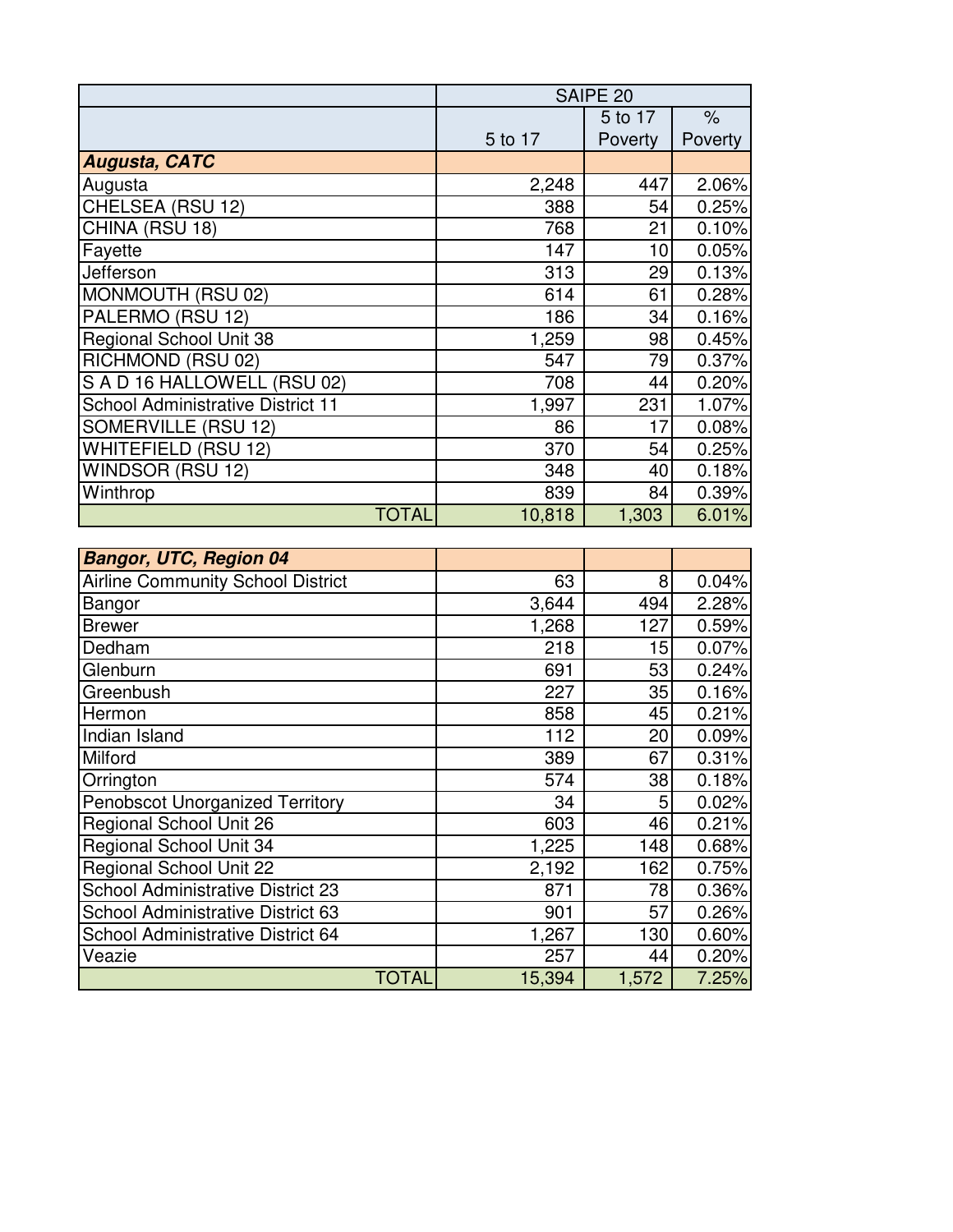| | SAIPE 20 | | |
|---|---|---|---|
| | 5 to 17 | 5 to 17 Poverty | % Poverty |
| ***Augusta, CATC*** | | | |
| Augusta | 2,248 | 447 | 2.06% |
| CHELSEA (RSU 12) | 388 | 54 | 0.25% |
| CHINA (RSU 18) | 768 | 21 | 0.10% |
| Fayette | 147 | 10 | 0.05% |
| Jefferson | 313 | 29 | 0.13% |
| MONMOUTH (RSU 02) | 614 | 61 | 0.28% |
| PALERMO (RSU 12) | 186 | 34 | 0.16% |
| Regional School Unit 38 | 1,259 | 98 | 0.45% |
| RICHMOND (RSU 02) | 547 | 79 | 0.37% |
| S A D 16 HALLOWELL (RSU 02) | 708 | 44 | 0.20% |
| School Administrative District 11 | 1,997 | 231 | 1.07% |
| SOMERVILLE (RSU 12) | 86 | 17 | 0.08% |
| WHITEFIELD (RSU 12) | 370 | 54 | 0.25% |
| WINDSOR (RSU 12) | 348 | 40 | 0.18% |
| Winthrop | 839 | 84 | 0.39% |
| TOTAL | 10,818 | 1,303 | 6.01% |

| | | | |
|---|---|---|---|
| ***Bangor, UTC, Region 04*** | | | |
| Airline Community School District | 63 | 8 | 0.04% |
| Bangor | 3,644 | 494 | 2.28% |
| Brewer | 1,268 | 127 | 0.59% |
| Dedham | 218 | 15 | 0.07% |
| Glenburn | 691 | 53 | 0.24% |
| Greenbush | 227 | 35 | 0.16% |
| Hermon | 858 | 45 | 0.21% |
| Indian Island | 112 | 20 | 0.09% |
| Milford | 389 | 67 | 0.31% |
| Orrington | 574 | 38 | 0.18% |
| Penobscot Unorganized Territory | 34 | 5 | 0.02% |
| Regional School Unit 26 | 603 | 46 | 0.21% |
| Regional School Unit 34 | 1,225 | 148 | 0.68% |
| Regional School Unit 22 | 2,192 | 162 | 0.75% |
| School Administrative District 23 | 871 | 78 | 0.36% |
| School Administrative District 63 | 901 | 57 | 0.26% |
| School Administrative District 64 | 1,267 | 130 | 0.60% |
| Veazie | 257 | 44 | 0.20% |
| TOTAL | 15,394 | 1,572 | 7.25% |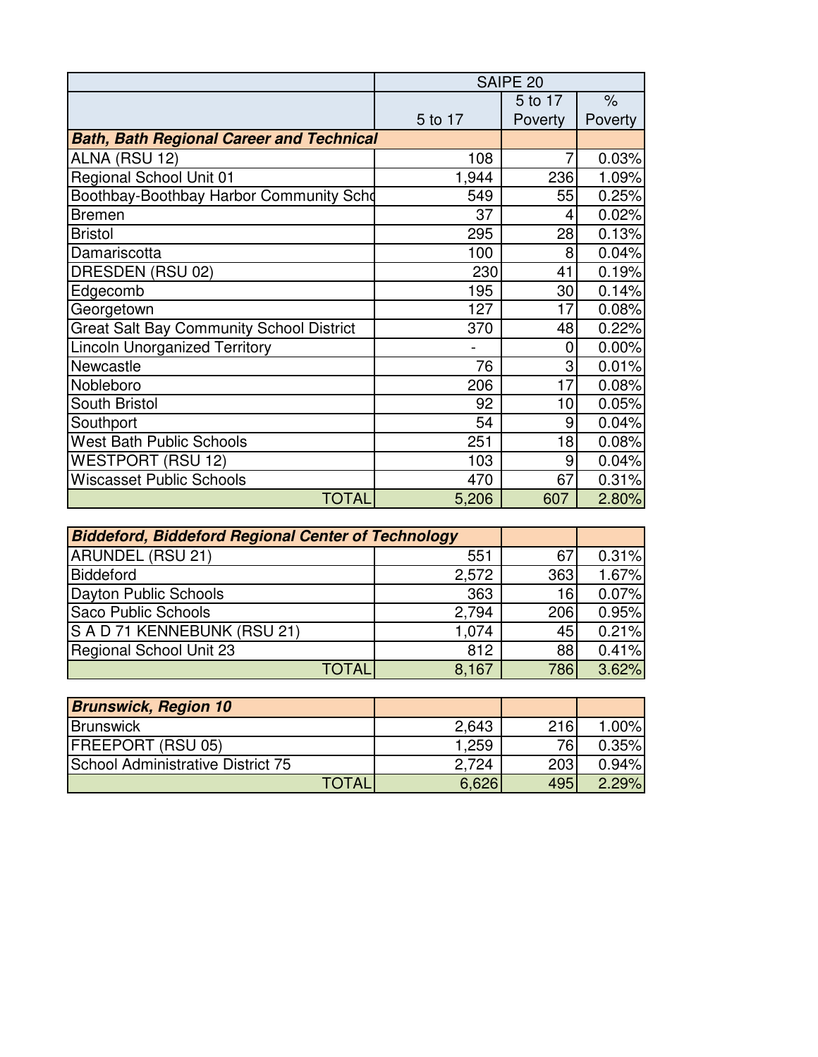| | SAIPE 20 | | |
|---|---|---|---|
| | 5 to 17 | 5 to 17 Poverty | % Poverty |
| ***Bath, Bath Regional Career and Technical*** | | | |
| ALNA (RSU 12) | 108 | 7 | 0.03% |
| Regional School Unit 01 | 1,944 | 236 | 1.09% |
| Boothbay-Boothbay Harbor Community Scho | 549 | 55 | 0.25% |
| Bremen | 37 | 4 | 0.02% |
| Bristol | 295 | 28 | 0.13% |
| Damariscotta | 100 | 8 | 0.04% |
| DRESDEN (RSU 02) | 230 | 41 | 0.19% |
| Edgecomb | 195 | 30 | 0.14% |
| Georgetown | 127 | 17 | 0.08% |
| Great Salt Bay Community School District | 370 | 48 | 0.22% |
| Lincoln Unorganized Territory | - | 0 | 0.00% |
| Newcastle | 76 | 3 | 0.01% |
| Nobleboro | 206 | 17 | 0.08% |
| South Bristol | 92 | 10 | 0.05% |
| Southport | 54 | 9 | 0.04% |
| West Bath Public Schools | 251 | 18 | 0.08% |
| WESTPORT (RSU 12) | 103 | 9 | 0.04% |
| Wiscasset Public Schools | 470 | 67 | 0.31% |
| TOTAL | 5,206 | 607 | 2.80% |

| ***Biddeford, Biddeford Regional Center of Technology*** | | | |
|---|---|---|---|
| ARUNDEL (RSU 21) | 551 | 67 | 0.31% |
| Biddeford | 2,572 | 363 | 1.67% |
| Dayton Public Schools | 363 | 16 | 0.07% |
| Saco Public Schools | 2,794 | 206 | 0.95% |
| S A D 71 KENNEBUNK (RSU 21) | 1,074 | 45 | 0.21% |
| Regional School Unit 23 | 812 | 88 | 0.41% |
| TOTAL | 8,167 | 786 | 3.62% |

| ***Brunswick, Region 10*** | | | |
|---|---|---|---|
| Brunswick | 2,643 | 216 | 1.00% |
| FREEPORT (RSU 05) | 1,259 | 76 | 0.35% |
| School Administrative District 75 | 2,724 | 203 | 0.94% |
| TOTAL | 6,626 | 495 | 2.29% |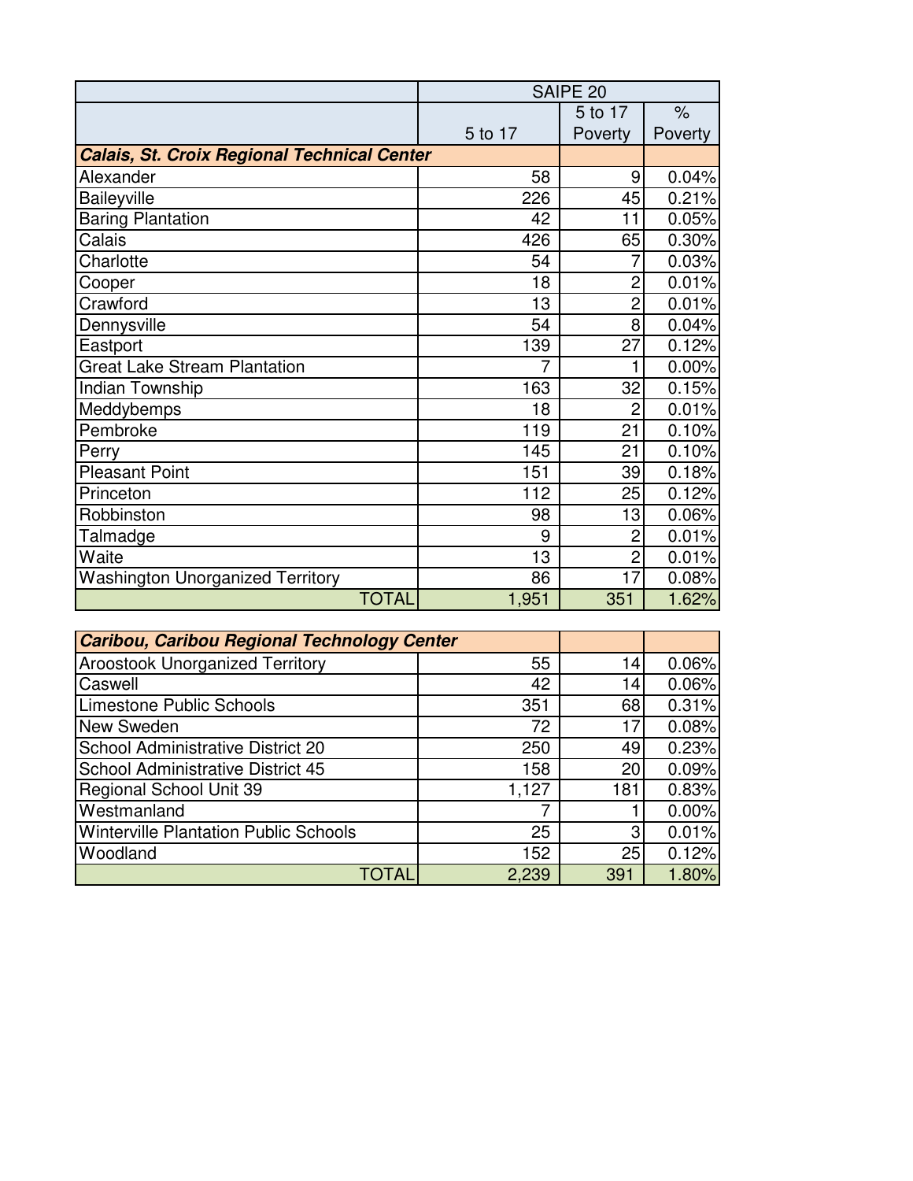| | SAIPE 20 | | |
|---|---|---|---|
| | 5 to 17 | 5 to 17 Poverty | % Poverty |
| ***Calais, St. Croix Regional Technical Center*** | | | |
| Alexander | 58 | 9 | 0.04% |
| Baileyville | 226 | 45 | 0.21% |
| Baring Plantation | 42 | 11 | 0.05% |
| Calais | 426 | 65 | 0.30% |
| Charlotte | 54 | 7 | 0.03% |
| Cooper | 18 | 2 | 0.01% |
| Crawford | 13 | 2 | 0.01% |
| Dennysville | 54 | 8 | 0.04% |
| Eastport | 139 | 27 | 0.12% |
| Great Lake Stream Plantation | 7 | 1 | 0.00% |
| Indian Township | 163 | 32 | 0.15% |
| Meddybemps | 18 | 2 | 0.01% |
| Pembroke | 119 | 21 | 0.10% |
| Perry | 145 | 21 | 0.10% |
| Pleasant Point | 151 | 39 | 0.18% |
| Princeton | 112 | 25 | 0.12% |
| Robbinston | 98 | 13 | 0.06% |
| Talmadge | 9 | 2 | 0.01% |
| Waite | 13 | 2 | 0.01% |
| Washington Unorganized Territory | 86 | 17 | 0.08% |
| TOTAL | 1,951 | 351 | 1.62% |

| ***Caribou, Caribou Regional Technology Center*** | | | |
|---|---|---|---|
| Aroostook Unorganized Territory | 55 | 14 | 0.06% |
| Caswell | 42 | 14 | 0.06% |
| Limestone Public Schools | 351 | 68 | 0.31% |
| New Sweden | 72 | 17 | 0.08% |
| School Administrative District 20 | 250 | 49 | 0.23% |
| School Administrative District 45 | 158 | 20 | 0.09% |
| Regional School Unit 39 | 1,127 | 181 | 0.83% |
| Westmanland | 7 | 1 | 0.00% |
| Winterville Plantation Public Schools | 25 | 3 | 0.01% |
| Woodland | 152 | 25 | 0.12% |
| TOTAL | 2,239 | 391 | 1.80% |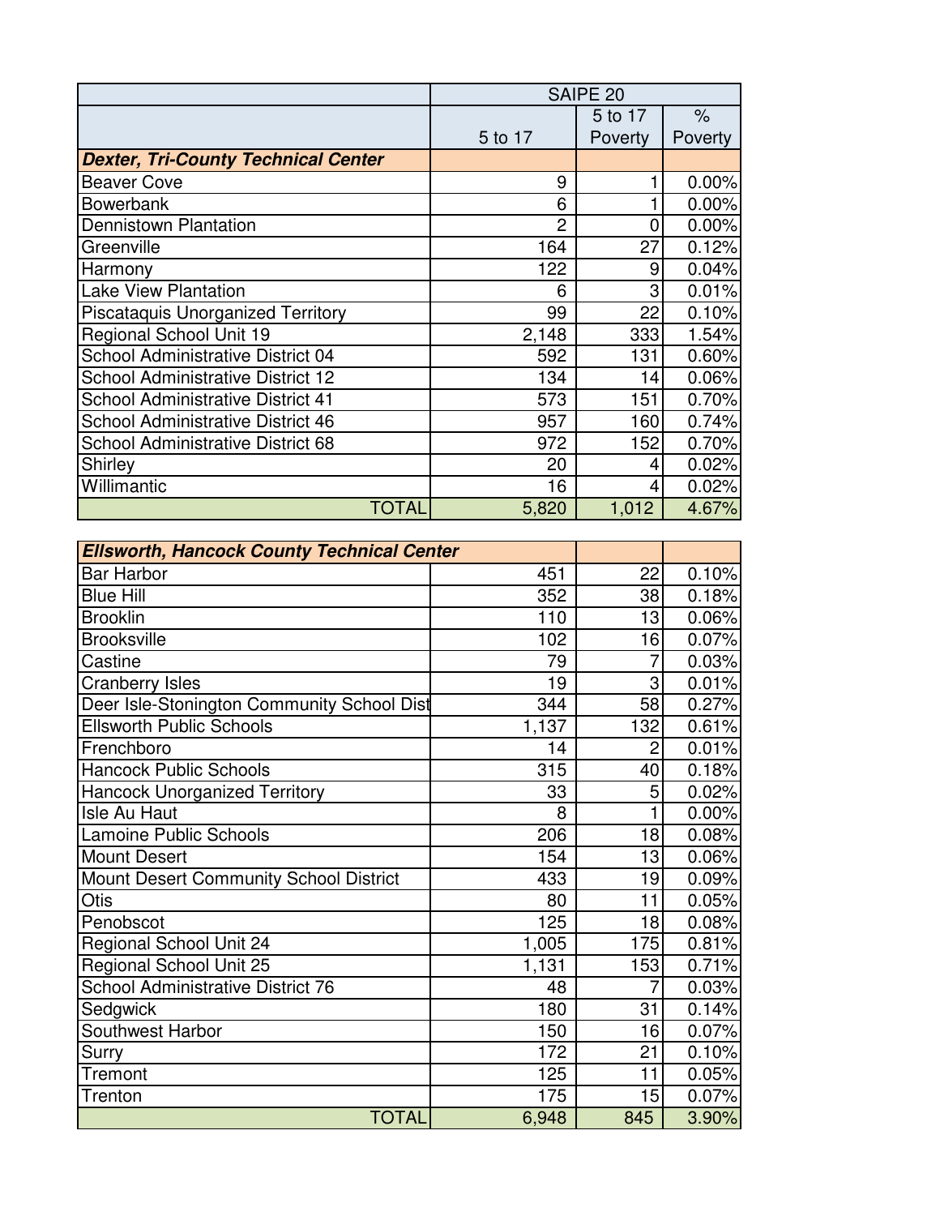| | SAIPE 20 | | |
|---|---|---|---|
| | 5 to 17 | 5 to 17 Poverty | % Poverty |
| ***Dexter, Tri-County Technical Center*** | | | |
| Beaver Cove | 9 | 1 | 0.00% |
| Bowerbank | 6 | 1 | 0.00% |
| Dennistown Plantation | 2 | 0 | 0.00% |
| Greenville | 164 | 27 | 0.12% |
| Harmony | 122 | 9 | 0.04% |
| Lake View Plantation | 6 | 3 | 0.01% |
| Piscataquis Unorganized Territory | 99 | 22 | 0.10% |
| Regional School Unit 19 | 2,148 | 333 | 1.54% |
| School Administrative District 04 | 592 | 131 | 0.60% |
| School Administrative District 12 | 134 | 14 | 0.06% |
| School Administrative District 41 | 573 | 151 | 0.70% |
| School Administrative District 46 | 957 | 160 | 0.74% |
| School Administrative District 68 | 972 | 152 | 0.70% |
| Shirley | 20 | 4 | 0.02% |
| Willimantic | 16 | 4 | 0.02% |
| TOTAL | 5,820 | 1,012 | 4.67% |

| ***Ellsworth, Hancock County Technical Center*** | | | |
|---|---|---|---|
| Bar Harbor | 451 | 22 | 0.10% |
| Blue Hill | 352 | 38 | 0.18% |
| Brooklin | 110 | 13 | 0.06% |
| Brooksville | 102 | 16 | 0.07% |
| Castine | 79 | 7 | 0.03% |
| Cranberry Isles | 19 | 3 | 0.01% |
| Deer Isle-Stonington Community School Dist | 344 | 58 | 0.27% |
| Ellsworth Public Schools | 1,137 | 132 | 0.61% |
| Frenchboro | 14 | 2 | 0.01% |
| Hancock Public Schools | 315 | 40 | 0.18% |
| Hancock Unorganized Territory | 33 | 5 | 0.02% |
| Isle Au Haut | 8 | 1 | 0.00% |
| Lamoine Public Schools | 206 | 18 | 0.08% |
| Mount Desert | 154 | 13 | 0.06% |
| Mount Desert Community School District | 433 | 19 | 0.09% |
| Otis | 80 | 11 | 0.05% |
| Penobscot | 125 | 18 | 0.08% |
| Regional School Unit 24 | 1,005 | 175 | 0.81% |
| Regional School Unit 25 | 1,131 | 153 | 0.71% |
| School Administrative District 76 | 48 | 7 | 0.03% |
| Sedgwick | 180 | 31 | 0.14% |
| Southwest Harbor | 150 | 16 | 0.07% |
| Surry | 172 | 21 | 0.10% |
| Tremont | 125 | 11 | 0.05% |
| Trenton | 175 | 15 | 0.07% |
| TOTAL | 6,948 | 845 | 3.90% |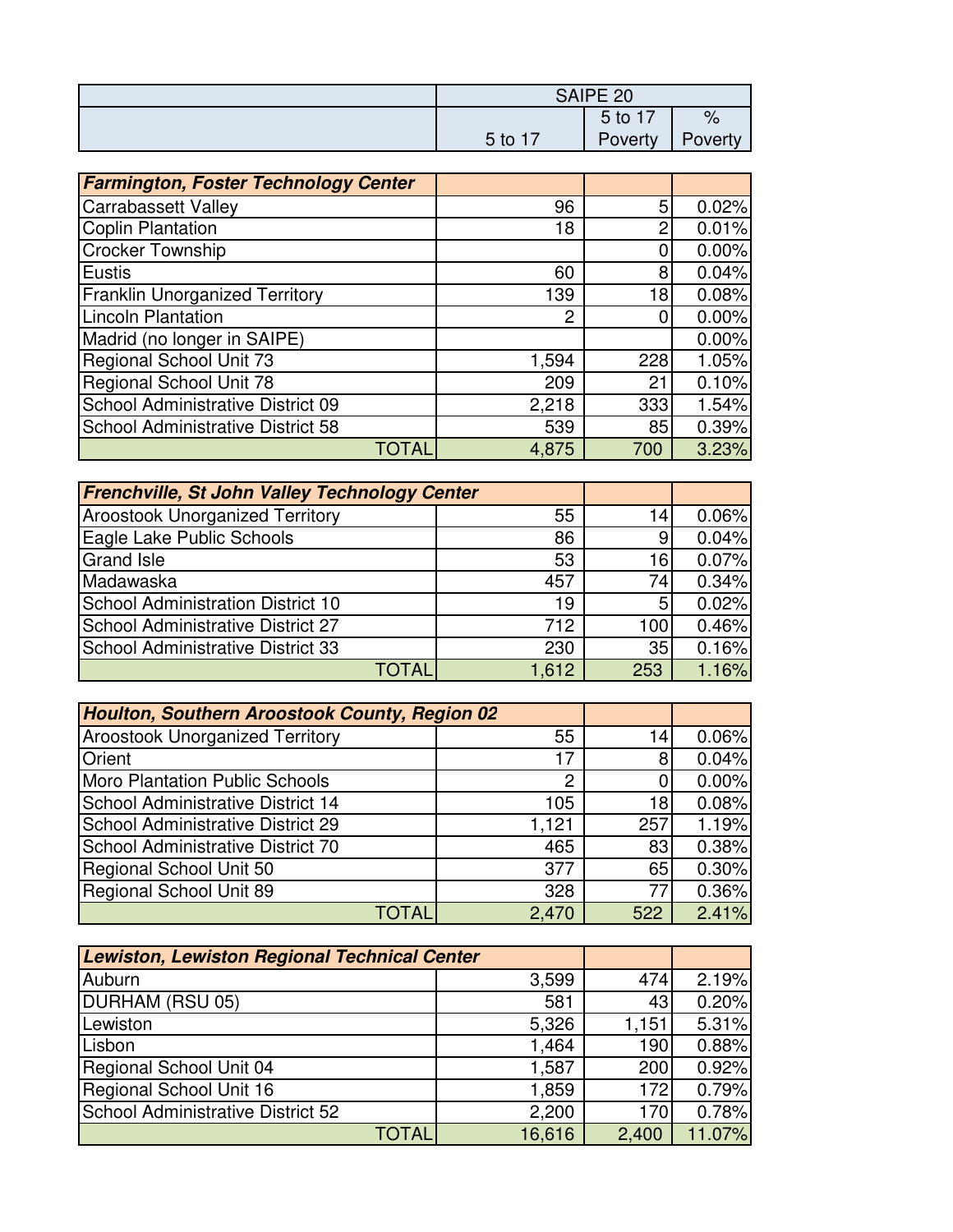| | SAIPE 20 | | |
| --- | --- | --- | --- |
| | 5 to 17 | 5 to 17 Poverty | % Poverty |
| ***Farmington, Foster Technology Center*** | | | |
| Carrabassett Valley | 96 | 5 | 0.02% |
| Coplin Plantation | 18 | 2 | 0.01% |
| Crocker Township | | 0 | 0.00% |
| Eustis | 60 | 8 | 0.04% |
| Franklin Unorganized Territory | 139 | 18 | 0.08% |
| Lincoln Plantation | 2 | 0 | 0.00% |
| Madrid (no longer in SAIPE) | | | 0.00% |
| Regional School Unit 73 | 1,594 | 228 | 1.05% |
| Regional School Unit 78 | 209 | 21 | 0.10% |
| School Administrative District 09 | 2,218 | 333 | 1.54% |
| School Administrative District 58 | 539 | 85 | 0.39% |
| TOTAL | 4,875 | 700 | 3.23% |
| ***Frenchville, St John Valley Technology Center*** | | | |
| Aroostook Unorganized Territory | 55 | 14 | 0.06% |
| Eagle Lake Public Schools | 86 | 9 | 0.04% |
| Grand Isle | 53 | 16 | 0.07% |
| Madawaska | 457 | 74 | 0.34% |
| School Administration District 10 | 19 | 5 | 0.02% |
| School Administrative District 27 | 712 | 100 | 0.46% |
| School Administrative District 33 | 230 | 35 | 0.16% |
| TOTAL | 1,612 | 253 | 1.16% |
| ***Houlton, Southern Aroostook County, Region 02*** | | | |
| Aroostook Unorganized Territory | 55 | 14 | 0.06% |
| Orient | 17 | 8 | 0.04% |
| Moro Plantation Public Schools | 2 | 0 | 0.00% |
| School Administrative District 14 | 105 | 18 | 0.08% |
| School Administrative District 29 | 1,121 | 257 | 1.19% |
| School Administrative District 70 | 465 | 83 | 0.38% |
| Regional School Unit 50 | 377 | 65 | 0.30% |
| Regional School Unit 89 | 328 | 77 | 0.36% |
| TOTAL | 2,470 | 522 | 2.41% |
| ***Lewiston, Lewiston Regional Technical Center*** | | | |
| Auburn | 3,599 | 474 | 2.19% |
| DURHAM (RSU 05) | 581 | 43 | 0.20% |
| Lewiston | 5,326 | 1,151 | 5.31% |
| Lisbon | 1,464 | 190 | 0.88% |
| Regional School Unit 04 | 1,587 | 200 | 0.92% |
| Regional School Unit 16 | 1,859 | 172 | 0.79% |
| School Administrative District 52 | 2,200 | 170 | 0.78% |
| TOTAL | 16,616 | 2,400 | 11.07% |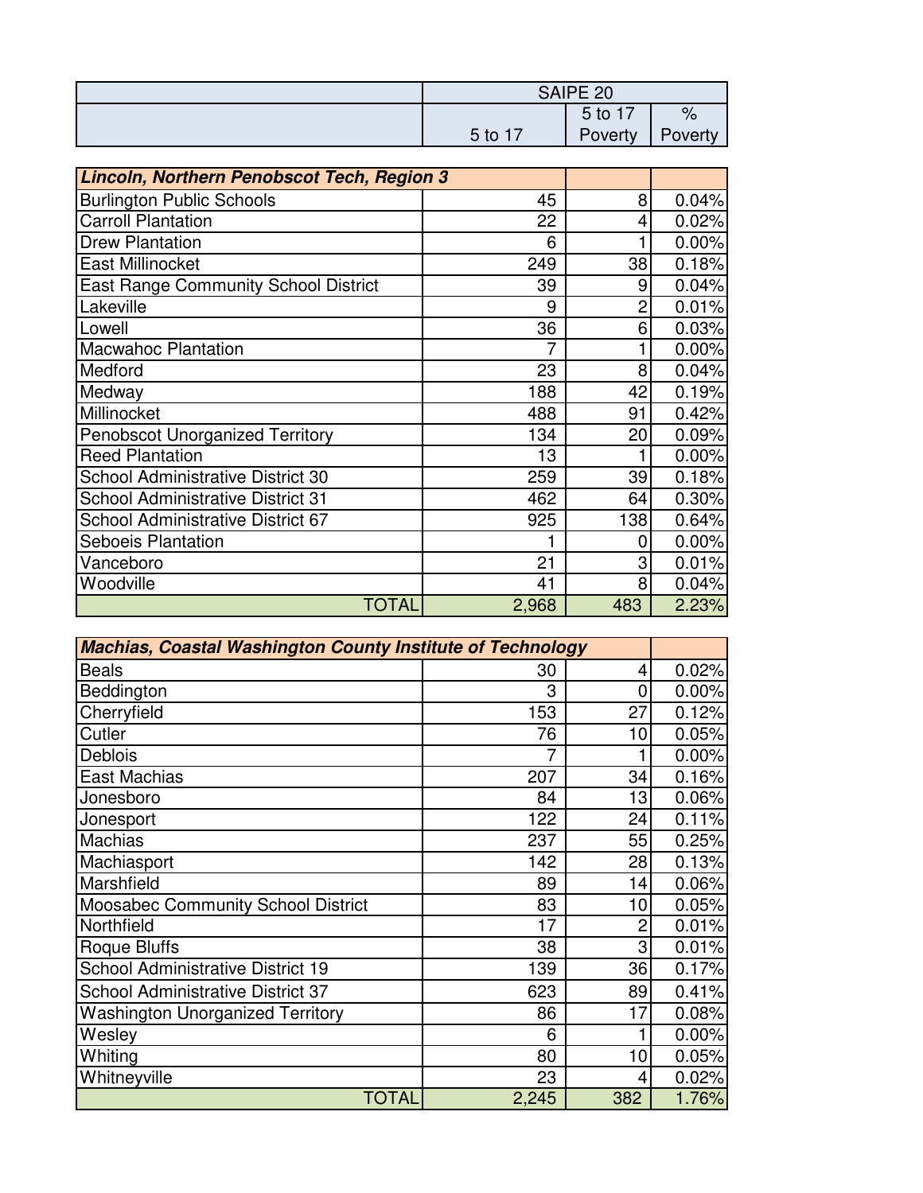| | SAIPE 20 | | |
|---|---|---|---|
| | 5 to 17 | 5 to 17 Poverty | % Poverty |
| ***Lincoln, Northern Penobscot Tech, Region 3*** | | | |
| Burlington Public Schools | 45 | 8 | 0.04% |
| Carroll Plantation | 22 | 4 | 0.02% |
| Drew Plantation | 6 | 1 | 0.00% |
| East Millinocket | 249 | 38 | 0.18% |
| East Range Community School District | 39 | 9 | 0.04% |
| Lakeville | 9 | 2 | 0.01% |
| Lowell | 36 | 6 | 0.03% |
| Macwahoc Plantation | 7 | 1 | 0.00% |
| Medford | 23 | 8 | 0.04% |
| Medway | 188 | 42 | 0.19% |
| Millinocket | 488 | 91 | 0.42% |
| Penobscot Unorganized Territory | 134 | 20 | 0.09% |
| Reed Plantation | 13 | 1 | 0.00% |
| School Administrative District 30 | 259 | 39 | 0.18% |
| School Administrative District 31 | 462 | 64 | 0.30% |
| School Administrative District 67 | 925 | 138 | 0.64% |
| Seboeis Plantation | 1 | 0 | 0.00% |
| Vanceboro | 21 | 3 | 0.01% |
| Woodville | 41 | 8 | 0.04% |
| TOTAL | 2,968 | 483 | 2.23% |
| ***Machias, Coastal Washington County Institute of Technology*** | | | |
| Beals | 30 | 4 | 0.02% |
| Beddington | 3 | 0 | 0.00% |
| Cherryfield | 153 | 27 | 0.12% |
| Cutler | 76 | 10 | 0.05% |
| Deblois | 7 | 1 | 0.00% |
| East Machias | 207 | 34 | 0.16% |
| Jonesboro | 84 | 13 | 0.06% |
| Jonesport | 122 | 24 | 0.11% |
| Machias | 237 | 55 | 0.25% |
| Machiasport | 142 | 28 | 0.13% |
| Marshfield | 89 | 14 | 0.06% |
| Moosabec Community School District | 83 | 10 | 0.05% |
| Northfield | 17 | 2 | 0.01% |
| Roque Bluffs | 38 | 3 | 0.01% |
| School Administrative District 19 | 139 | 36 | 0.17% |
| School Administrative District 37 | 623 | 89 | 0.41% |
| Washington Unorganized Territory | 86 | 17 | 0.08% |
| Wesley | 6 | 1 | 0.00% |
| Whiting | 80 | 10 | 0.05% |
| Whitneyville | 23 | 4 | 0.02% |
| TOTAL | 2,245 | 382 | 1.76% |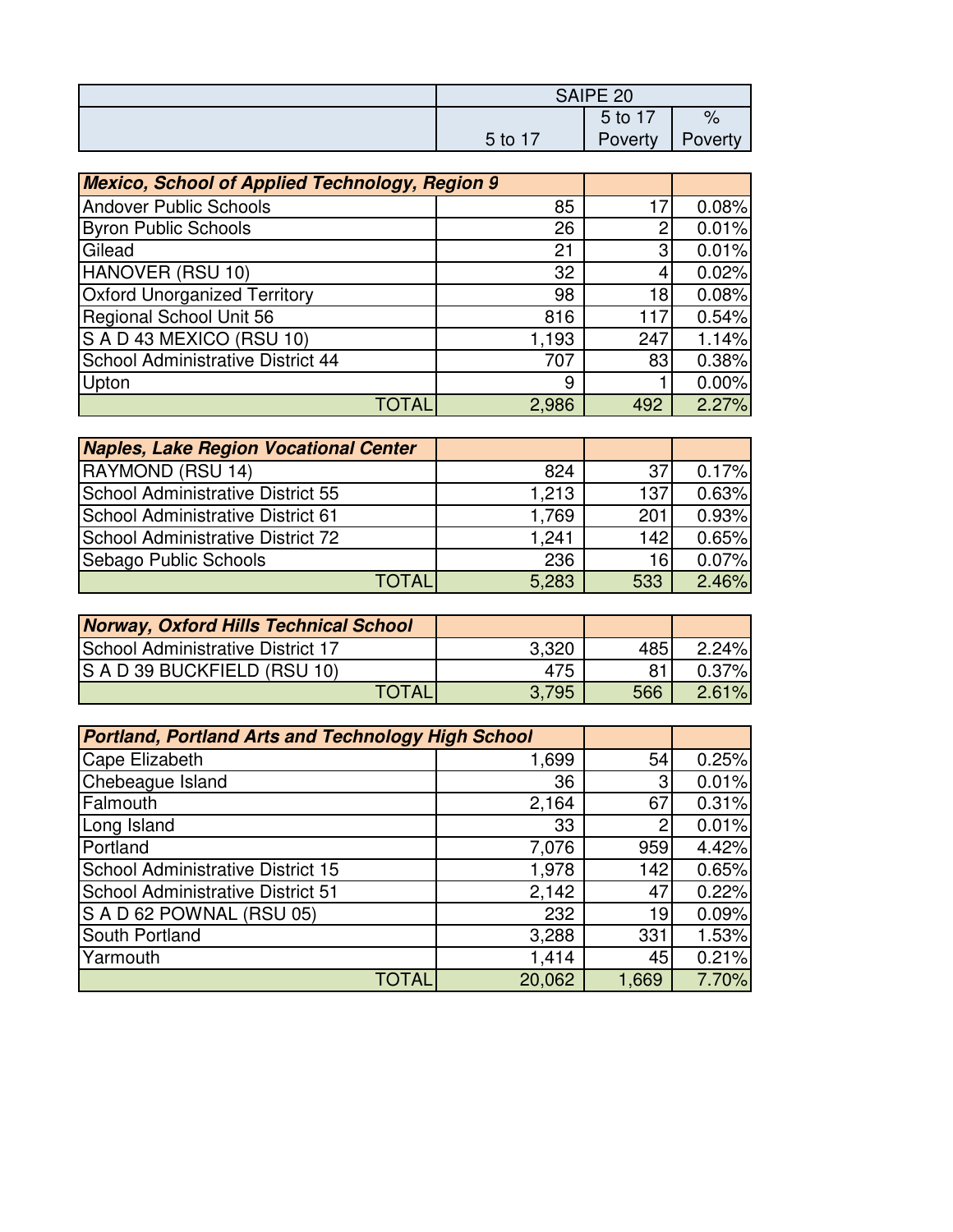| | SAIPE 20 | | |
|---|---|---|---|
| | 5 to 17 | 5 to 17 Poverty | % Poverty |

| ***Mexico, School of Applied Technology, Region 9*** | | | |
|---|---|---|---|
| Andover Public Schools | 85 | 17 | 0.08% |
| Byron Public Schools | 26 | 2 | 0.01% |
| Gilead | 21 | 3 | 0.01% |
| HANOVER (RSU 10) | 32 | 4 | 0.02% |
| Oxford Unorganized Territory | 98 | 18 | 0.08% |
| Regional School Unit 56 | 816 | 117 | 0.54% |
| S A D 43 MEXICO (RSU 10) | 1,193 | 247 | 1.14% |
| School Administrative District 44 | 707 | 83 | 0.38% |
| Upton | 9 | 1 | 0.00% |
| TOTAL | 2,986 | 492 | 2.27% |

| ***Naples, Lake Region Vocational Center*** | | | |
|---|---|---|---|
| RAYMOND (RSU 14) | 824 | 37 | 0.17% |
| School Administrative District 55 | 1,213 | 137 | 0.63% |
| School Administrative District 61 | 1,769 | 201 | 0.93% |
| School Administrative District 72 | 1,241 | 142 | 0.65% |
| Sebago Public Schools | 236 | 16 | 0.07% |
| TOTAL | 5,283 | 533 | 2.46% |

| ***Norway, Oxford Hills Technical School*** | | | |
|---|---|---|---|
| School Administrative District 17 | 3,320 | 485 | 2.24% |
| S A D 39 BUCKFIELD (RSU 10) | 475 | 81 | 0.37% |
| TOTAL | 3,795 | 566 | 2.61% |

| ***Portland, Portland Arts and Technology High School*** | | | |
|---|---|---|---|
| Cape Elizabeth | 1,699 | 54 | 0.25% |
| Chebeague Island | 36 | 3 | 0.01% |
| Falmouth | 2,164 | 67 | 0.31% |
| Long Island | 33 | 2 | 0.01% |
| Portland | 7,076 | 959 | 4.42% |
| School Administrative District 15 | 1,978 | 142 | 0.65% |
| School Administrative District 51 | 2,142 | 47 | 0.22% |
| S A D 62 POWNAL (RSU 05) | 232 | 19 | 0.09% |
| South Portland | 3,288 | 331 | 1.53% |
| Yarmouth | 1,414 | 45 | 0.21% |
| TOTAL | 20,062 | 1,669 | 7.70% |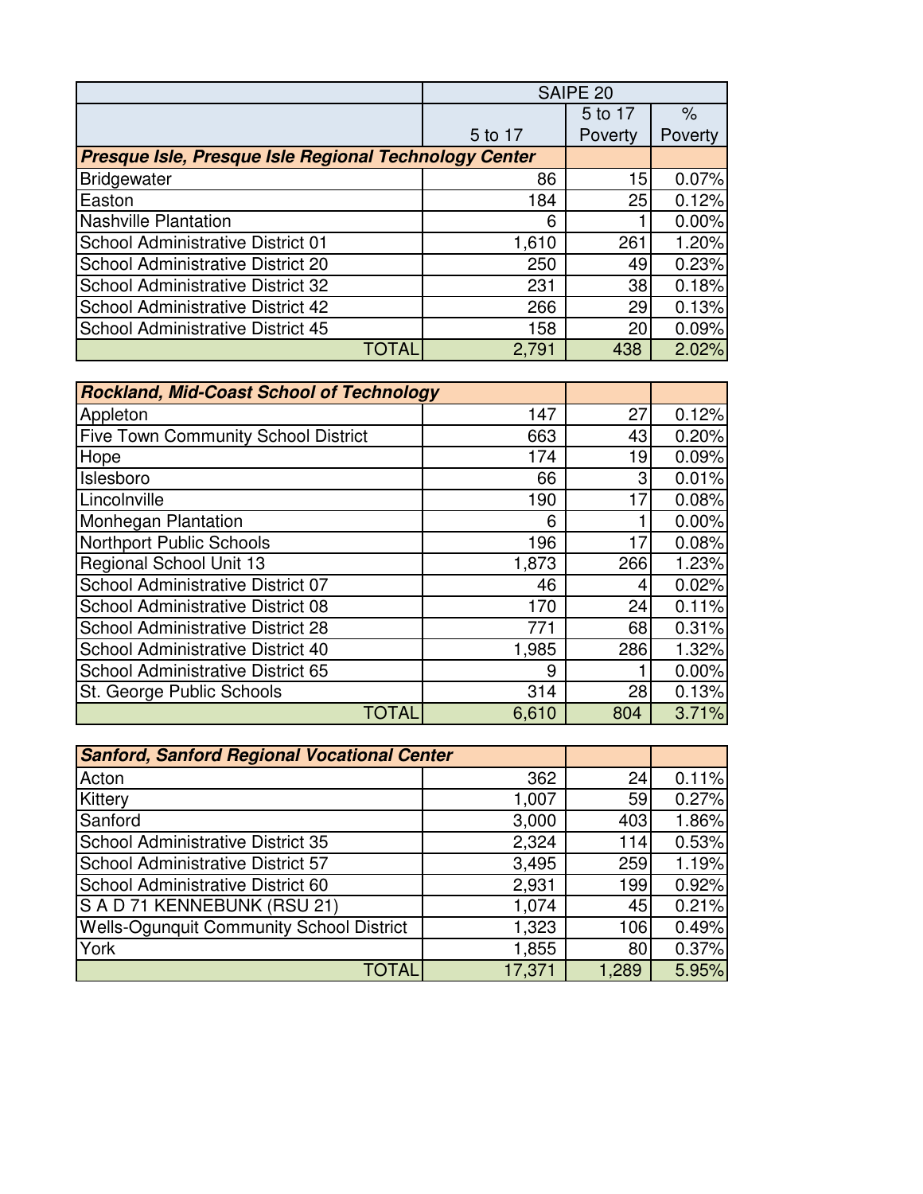| | SAIPE 20 | | |
|---|---|---|---|
| | 5 to 17 | 5 to 17 Poverty | % Poverty |
| ***Presque Isle, Presque Isle Regional Technology Center*** | | | |
| Bridgewater | 86 | 15 | 0.07% |
| Easton | 184 | 25 | 0.12% |
| Nashville Plantation | 6 | 1 | 0.00% |
| School Administrative District 01 | 1,610 | 261 | 1.20% |
| School Administrative District 20 | 250 | 49 | 0.23% |
| School Administrative District 32 | 231 | 38 | 0.18% |
| School Administrative District 42 | 266 | 29 | 0.13% |
| School Administrative District 45 | 158 | 20 | 0.09% |
| TOTAL | 2,791 | 438 | 2.02% |

| ***Rockland, Mid-Coast School of Technology*** | | | |
|---|---|---|---|
| Appleton | 147 | 27 | 0.12% |
| Five Town Community School District | 663 | 43 | 0.20% |
| Hope | 174 | 19 | 0.09% |
| Islesboro | 66 | 3 | 0.01% |
| Lincolnville | 190 | 17 | 0.08% |
| Monhegan Plantation | 6 | 1 | 0.00% |
| Northport Public Schools | 196 | 17 | 0.08% |
| Regional School Unit 13 | 1,873 | 266 | 1.23% |
| School Administrative District 07 | 46 | 4 | 0.02% |
| School Administrative District 08 | 170 | 24 | 0.11% |
| School Administrative District 28 | 771 | 68 | 0.31% |
| School Administrative District 40 | 1,985 | 286 | 1.32% |
| School Administrative District 65 | 9 | 1 | 0.00% |
| St. George Public Schools | 314 | 28 | 0.13% |
| TOTAL | 6,610 | 804 | 3.71% |

| ***Sanford, Sanford Regional Vocational Center*** | | | |
|---|---|---|---|
| Acton | 362 | 24 | 0.11% |
| Kittery | 1,007 | 59 | 0.27% |
| Sanford | 3,000 | 403 | 1.86% |
| School Administrative District 35 | 2,324 | 114 | 0.53% |
| School Administrative District 57 | 3,495 | 259 | 1.19% |
| School Administrative District 60 | 2,931 | 199 | 0.92% |
| S A D 71 KENNEBUNK (RSU 21) | 1,074 | 45 | 0.21% |
| Wells-Ogunquit Community School District | 1,323 | 106 | 0.49% |
| York | 1,855 | 80 | 0.37% |
| TOTAL | 17,371 | 1,289 | 5.95% |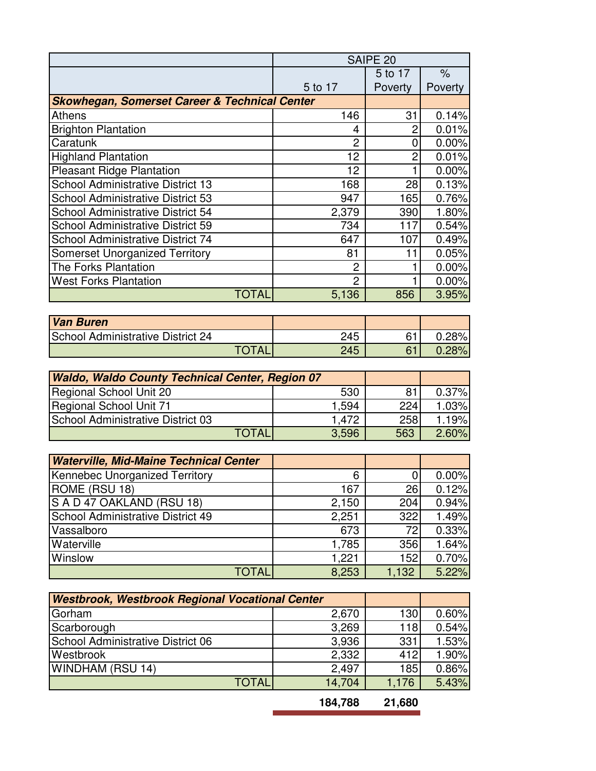| | SAIPE 20 | | |
|---|---|---|---|
| | 5 to 17 | 5 to 17 Poverty | % Poverty |
| ***Skowhegan, Somerset Career & Technical Center*** | | | |
| Athens | 146 | 31 | 0.14% |
| Brighton Plantation | 4 | 2 | 0.01% |
| Caratunk | 2 | 0 | 0.00% |
| Highland Plantation | 12 | 2 | 0.01% |
| Pleasant Ridge Plantation | 12 | 1 | 0.00% |
| School Administrative District 13 | 168 | 28 | 0.13% |
| School Administrative District 53 | 947 | 165 | 0.76% |
| School Administrative District 54 | 2,379 | 390 | 1.80% |
| School Administrative District 59 | 734 | 117 | 0.54% |
| School Administrative District 74 | 647 | 107 | 0.49% |
| Somerset Unorganized Territory | 81 | 11 | 0.05% |
| The Forks Plantation | 2 | 1 | 0.00% |
| West Forks Plantation | 2 | 1 | 0.00% |
| TOTAL | 5,136 | 856 | 3.95% |

| | | | |
|---|---|---|---|
| ***Van Buren*** | | | |
| School Administrative District 24 | 245 | 61 | 0.28% |
| TOTAL | 245 | 61 | 0.28% |

| | | | |
|---|---|---|---|
| ***Waldo, Waldo County Technical Center, Region 07*** | | | |
| Regional School Unit 20 | 530 | 81 | 0.37% |
| Regional School Unit 71 | 1,594 | 224 | 1.03% |
| School Administrative District 03 | 1,472 | 258 | 1.19% |
| TOTAL | 3,596 | 563 | 2.60% |

| | | | |
|---|---|---|---|
| ***Waterville, Mid-Maine Technical Center*** | | | |
| Kennebec Unorganized Territory | 6 | 0 | 0.00% |
| ROME (RSU 18) | 167 | 26 | 0.12% |
| S A D 47 OAKLAND (RSU 18) | 2,150 | 204 | 0.94% |
| School Administrative District 49 | 2,251 | 322 | 1.49% |
| Vassalboro | 673 | 72 | 0.33% |
| Waterville | 1,785 | 356 | 1.64% |
| Winslow | 1,221 | 152 | 0.70% |
| TOTAL | 8,253 | 1,132 | 5.22% |

| | | | |
|---|---|---|---|
| ***Westbrook, Westbrook Regional Vocational Center*** | | | |
| Gorham | 2,670 | 130 | 0.60% |
| Scarborough | 3,269 | 118 | 0.54% |
| School Administrative District 06 | 3,936 | 331 | 1.53% |
| Westbrook | 2,332 | 412 | 1.90% |
| WINDHAM (RSU 14) | 2,497 | 185 | 0.86% |
| TOTAL | 14,704 | 1,176 | 5.43% |
| | **184,788** | **21,680** | |